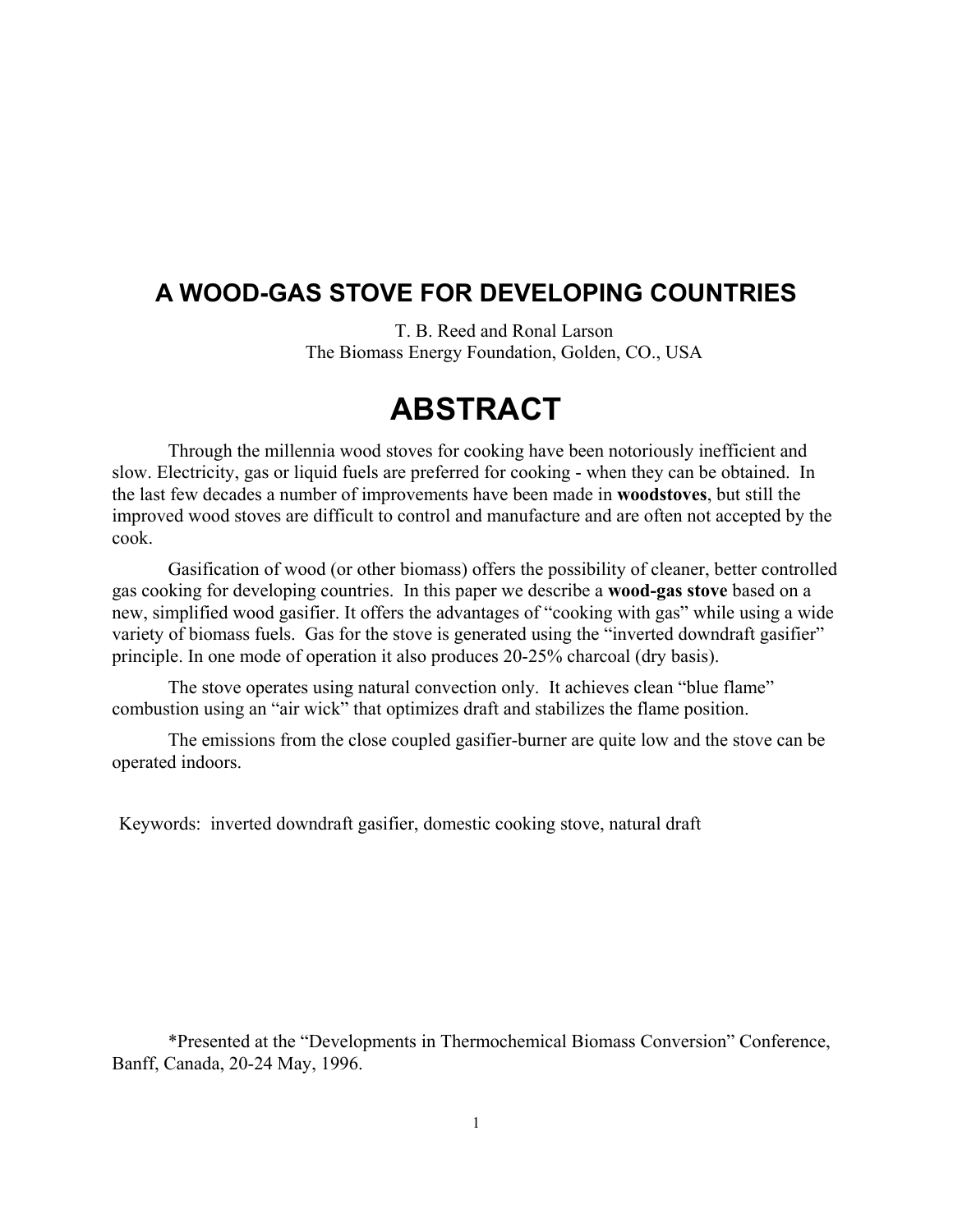# A WOOD-GAS STOVE FOR DEVELOPING COUNTRIES

T. B. Reed and Ronal Larson
The Biomass Energy Foundation, Golden, CO., USA

# ABSTRACT

Through the millennia wood stoves for cooking have been notoriously inefficient and slow. Electricity, gas or liquid fuels are preferred for cooking - when they can be obtained. In the last few decades a number of improvements have been made in **woodstoves**, but still the improved wood stoves are difficult to control and manufacture and are often not accepted by the cook.

Gasification of wood (or other biomass) offers the possibility of cleaner, better controlled gas cooking for developing countries. In this paper we describe a **wood-gas stove** based on a new, simplified wood gasifier. It offers the advantages of "cooking with gas" while using a wide variety of biomass fuels. Gas for the stove is generated using the "inverted downdraft gasifier" principle. In one mode of operation it also produces 20-25% charcoal (dry basis).

The stove operates using natural convection only. It achieves clean "blue flame" combustion using an "air wick" that optimizes draft and stabilizes the flame position.

The emissions from the close coupled gasifier-burner are quite low and the stove can be operated indoors.

Keywords: inverted downdraft gasifier, domestic cooking stove, natural draft

*Presented at the "Developments in Thermochemical Biomass Conversion" Conference, Banff, Canada, 20-24 May, 1996.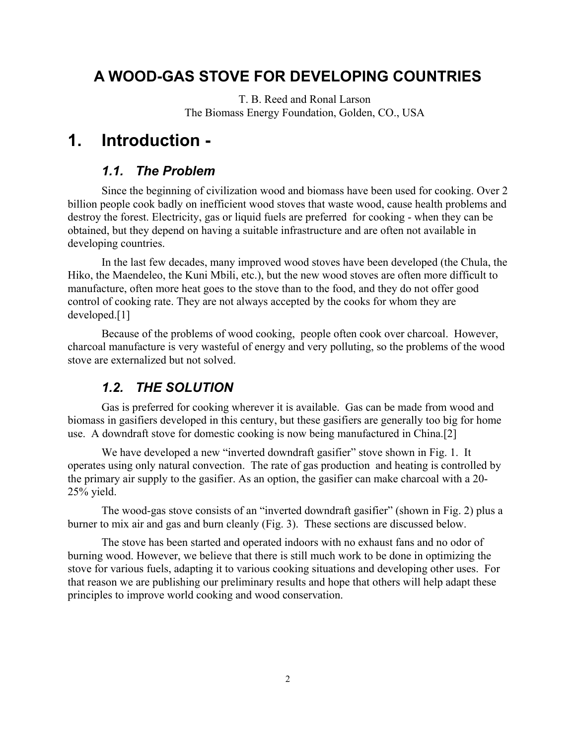# A WOOD-GAS STOVE FOR DEVELOPING COUNTRIES

T. B. Reed and Ronal Larson
The Biomass Energy Foundation, Golden, CO., USA

# 1. Introduction -

## *1.1. The Problem*

Since the beginning of civilization wood and biomass have been used for cooking. Over 2 billion people cook badly on inefficient wood stoves that waste wood, cause health problems and destroy the forest. Electricity, gas or liquid fuels are preferred for cooking - when they can be obtained, but they depend on having a suitable infrastructure and are often not available in developing countries.

In the last few decades, many improved wood stoves have been developed (the Chula, the Hiko, the Maendeleo, the Kuni Mbili, etc.), but the new wood stoves are often more difficult to manufacture, often more heat goes to the stove than to the food, and they do not offer good control of cooking rate. They are not always accepted by the cooks for whom they are developed.[1]

Because of the problems of wood cooking, people often cook over charcoal. However, charcoal manufacture is very wasteful of energy and very polluting, so the problems of the wood stove are externalized but not solved.

## *1.2. THE SOLUTION*

Gas is preferred for cooking wherever it is available. Gas can be made from wood and biomass in gasifiers developed in this century, but these gasifiers are generally too big for home use. A downdraft stove for domestic cooking is now being manufactured in China.[2]

We have developed a new "inverted downdraft gasifier" stove shown in Fig. 1. It operates using only natural convection. The rate of gas production and heating is controlled by the primary air supply to the gasifier. As an option, the gasifier can make charcoal with a 20-25% yield.

The wood-gas stove consists of an "inverted downdraft gasifier" (shown in Fig. 2) plus a burner to mix air and gas and burn cleanly (Fig. 3). These sections are discussed below.

The stove has been started and operated indoors with no exhaust fans and no odor of burning wood. However, we believe that there is still much work to be done in optimizing the stove for various fuels, adapting it to various cooking situations and developing other uses. For that reason we are publishing our preliminary results and hope that others will help adapt these principles to improve world cooking and wood conservation.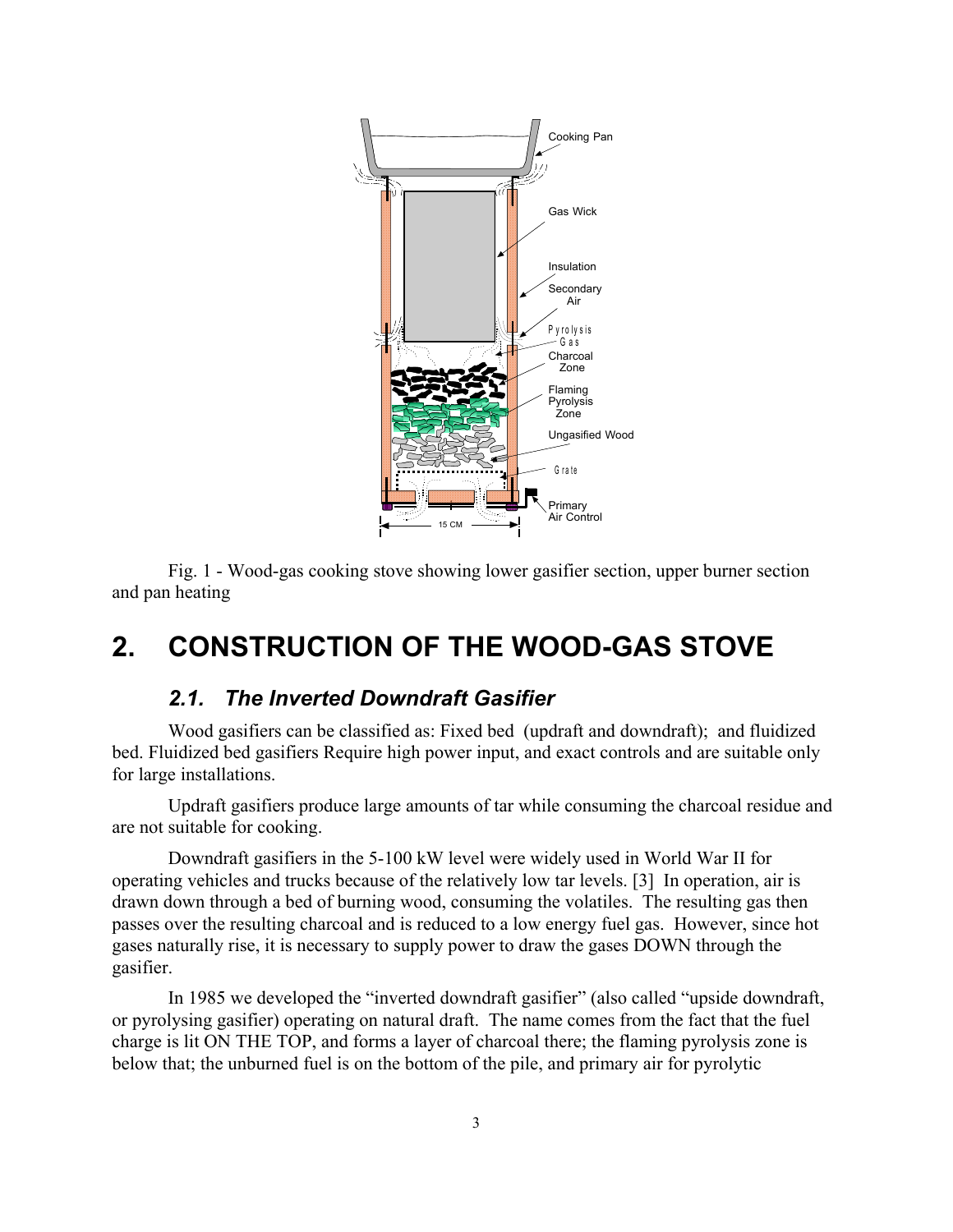Fig. 1 - Wood-gas cooking stove showing lower gasifier section, upper burner section and pan heating

# 2. CONSTRUCTION OF THE WOOD-GAS STOVE

## *2.1. The Inverted Downdraft Gasifier*

Wood gasifiers can be classified as: Fixed bed (updraft and downdraft); and fluidized bed. Fluidized bed gasifiers Require high power input, and exact controls and are suitable only for large installations.

Updraft gasifiers produce large amounts of tar while consuming the charcoal residue and are not suitable for cooking.

Downdraft gasifiers in the 5-100 kW level were widely used in World War II for operating vehicles and trucks because of the relatively low tar levels. [3] In operation, air is drawn down through a bed of burning wood, consuming the volatiles. The resulting gas then passes over the resulting charcoal and is reduced to a low energy fuel gas. However, since hot gases naturally rise, it is necessary to supply power to draw the gases DOWN through the gasifier.

In 1985 we developed the "inverted downdraft gasifier" (also called "upside downdraft, or pyrolysing gasifier) operating on natural draft. The name comes from the fact that the fuel charge is lit ON THE TOP, and forms a layer of charcoal there; the flaming pyrolysis zone is below that; the unburned fuel is on the bottom of the pile, and primary air for pyrolytic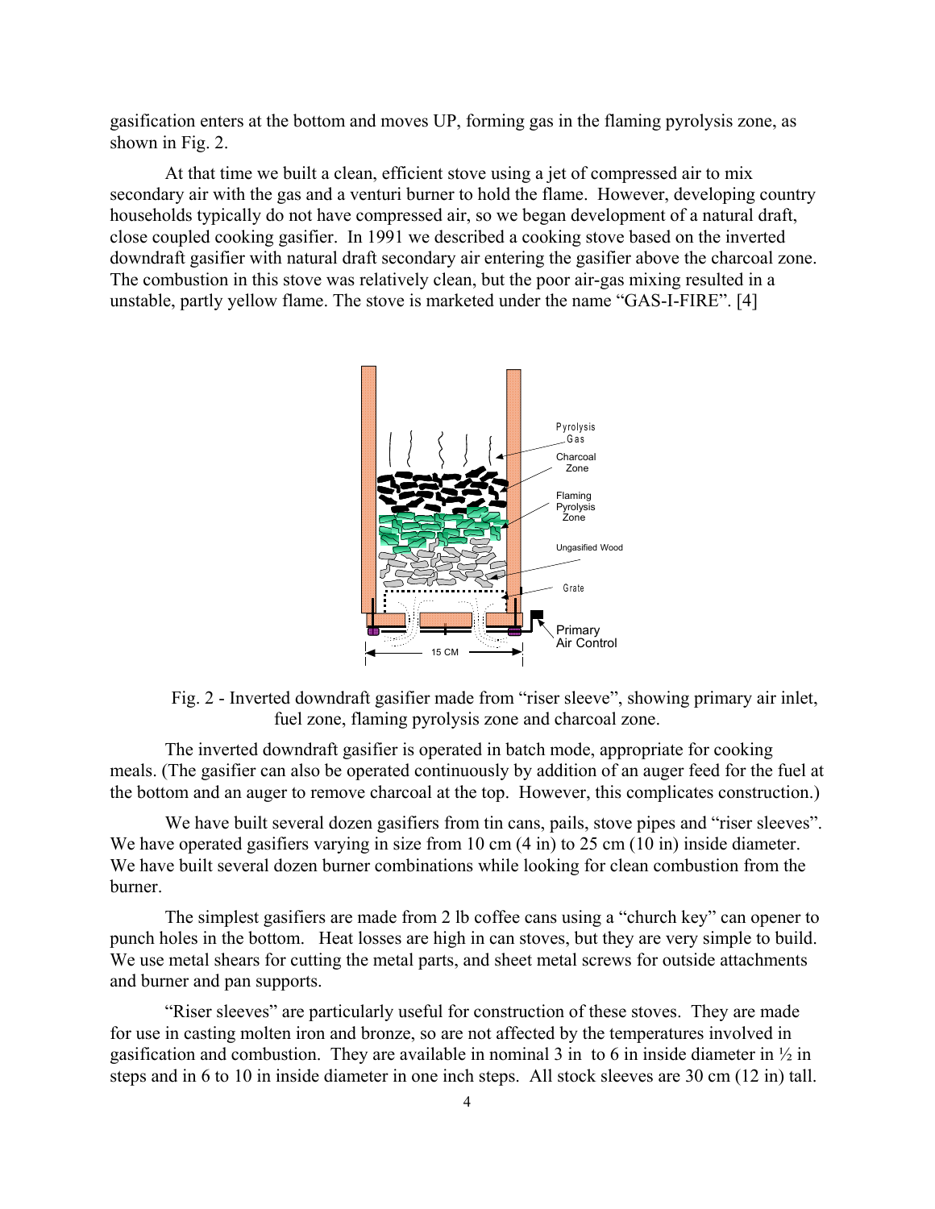gasification enters at the bottom and moves UP, forming gas in the flaming pyrolysis zone, as shown in Fig. 2.

At that time we built a clean, efficient stove using a jet of compressed air to mix secondary air with the gas and a venturi burner to hold the flame. However, developing country households typically do not have compressed air, so we began development of a natural draft, close coupled cooking gasifier. In 1991 we described a cooking stove based on the inverted downdraft gasifier with natural draft secondary air entering the gasifier above the charcoal zone. The combustion in this stove was relatively clean, but the poor air-gas mixing resulted in a unstable, partly yellow flame. The stove is marketed under the name "GAS-I-FIRE". [4]

Fig. 2 - Inverted downdraft gasifier made from "riser sleeve", showing primary air inlet, fuel zone, flaming pyrolysis zone and charcoal zone.

The inverted downdraft gasifier is operated in batch mode, appropriate for cooking meals. (The gasifier can also be operated continuously by addition of an auger feed for the fuel at the bottom and an auger to remove charcoal at the top. However, this complicates construction.)

We have built several dozen gasifiers from tin cans, pails, stove pipes and "riser sleeves". We have operated gasifiers varying in size from 10 cm (4 in) to 25 cm (10 in) inside diameter. We have built several dozen burner combinations while looking for clean combustion from the burner.

The simplest gasifiers are made from 2 lb coffee cans using a "church key" can opener to punch holes in the bottom. Heat losses are high in can stoves, but they are very simple to build. We use metal shears for cutting the metal parts, and sheet metal screws for outside attachments and burner and pan supports.

"Riser sleeves" are particularly useful for construction of these stoves. They are made for use in casting molten iron and bronze, so are not affected by the temperatures involved in gasification and combustion. They are available in nominal 3 in to 6 in inside diameter in ½ in steps and in 6 to 10 in inside diameter in one inch steps. All stock sleeves are 30 cm (12 in) tall.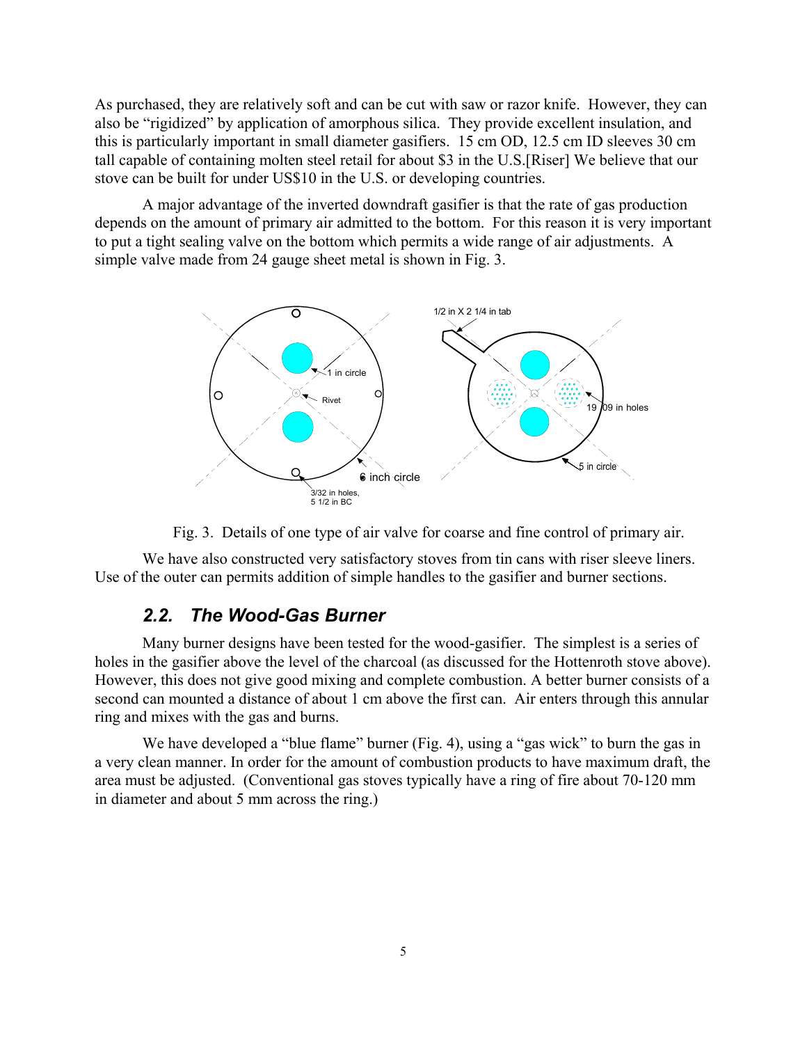As purchased, they are relatively soft and can be cut with saw or razor knife. However, they can also be "rigidized" by application of amorphous silica. They provide excellent insulation, and this is particularly important in small diameter gasifiers. 15 cm OD, 12.5 cm ID sleeves 30 cm tall capable of containing molten steel retail for about $3 in the U.S.[Riser] We believe that our stove can be built for under US$10 in the U.S. or developing countries.

A major advantage of the inverted downdraft gasifier is that the rate of gas production depends on the amount of primary air admitted to the bottom. For this reason it is very important to put a tight sealing valve on the bottom which permits a wide range of air adjustments. A simple valve made from 24 gauge sheet metal is shown in Fig. 3.

Fig. 3. Details of one type of air valve for coarse and fine control of primary air.

We have also constructed very satisfactory stoves from tin cans with riser sleeve liners. Use of the outer can permits addition of simple handles to the gasifier and burner sections.

### *2.2. The Wood-Gas Burner*

Many burner designs have been tested for the wood-gasifier. The simplest is a series of holes in the gasifier above the level of the charcoal (as discussed for the Hottenroth stove above). However, this does not give good mixing and complete combustion. A better burner consists of a second can mounted a distance of about 1 cm above the first can. Air enters through this annular ring and mixes with the gas and burns.

We have developed a "blue flame" burner (Fig. 4), using a "gas wick" to burn the gas in a very clean manner. In order for the amount of combustion products to have maximum draft, the area must be adjusted. (Conventional gas stoves typically have a ring of fire about 70-120 mm in diameter and about 5 mm across the ring.)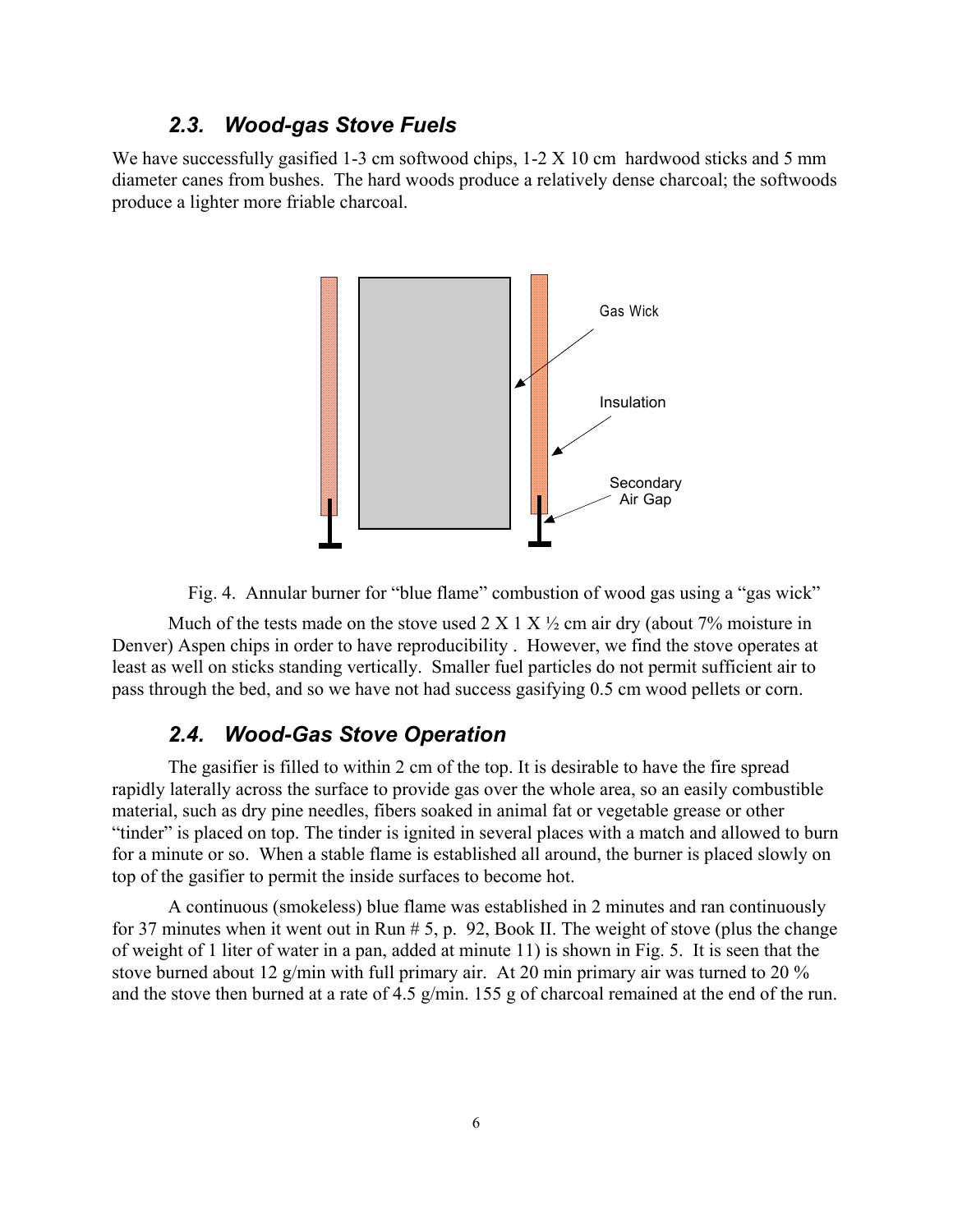### 2.3. Wood-gas Stove Fuels

We have successfully gasified 1-3 cm softwood chips, 1-2 X 10 cm hardwood sticks and 5 mm diameter canes from bushes. The hard woods produce a relatively dense charcoal; the softwoods produce a lighter more friable charcoal.

Gas Wick

Insulation

Secondary Air Gap

Fig. 4. Annular burner for "blue flame" combustion of wood gas using a "gas wick"

Much of the tests made on the stove used 2 X 1 X ½ cm air dry (about 7% moisture in Denver) Aspen chips in order to have reproducibility . However, we find the stove operates at least as well on sticks standing vertically. Smaller fuel particles do not permit sufficient air to pass through the bed, and so we have not had success gasifying 0.5 cm wood pellets or corn.

### 2.4. Wood-Gas Stove Operation

The gasifier is filled to within 2 cm of the top. It is desirable to have the fire spread rapidly laterally across the surface to provide gas over the whole area, so an easily combustible material, such as dry pine needles, fibers soaked in animal fat or vegetable grease or other "tinder" is placed on top. The tinder is ignited in several places with a match and allowed to burn for a minute or so. When a stable flame is established all around, the burner is placed slowly on top of the gasifier to permit the inside surfaces to become hot.

A continuous (smokeless) blue flame was established in 2 minutes and ran continuously for 37 minutes when it went out in Run # 5, p. 92, Book II. The weight of stove (plus the change of weight of 1 liter of water in a pan, added at minute 11) is shown in Fig. 5. It is seen that the stove burned about 12 g/min with full primary air. At 20 min primary air was turned to 20 % and the stove then burned at a rate of 4.5 g/min. 155 g of charcoal remained at the end of the run.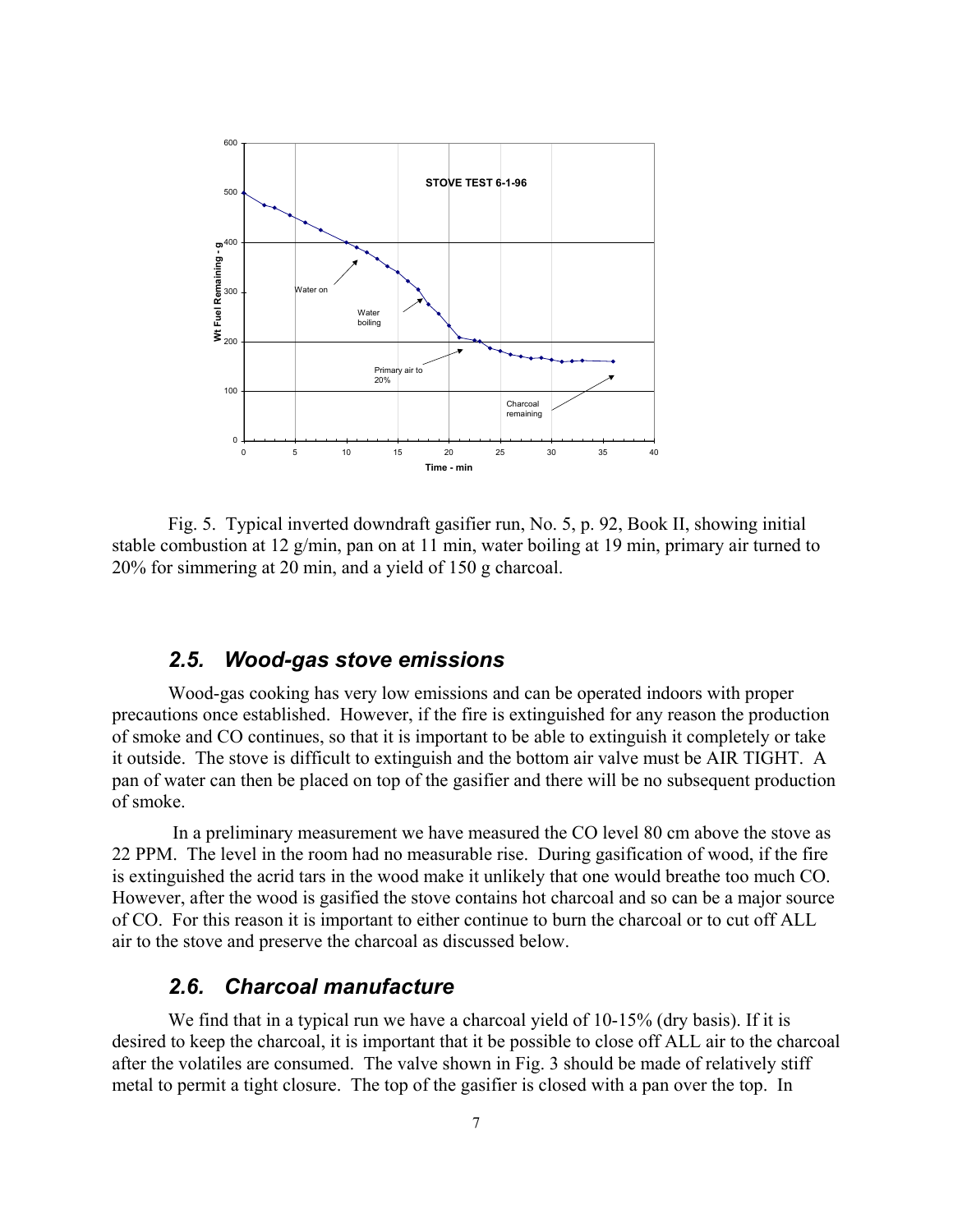Fig. 5. Typical inverted downdraft gasifier run, No. 5, p. 92, Book II, showing initial stable combustion at 12 g/min, pan on at 11 min, water boiling at 19 min, primary air turned to 20% for simmering at 20 min, and a yield of 150 g charcoal.

## *2.5. Wood-gas stove emissions*

Wood-gas cooking has very low emissions and can be operated indoors with proper precautions once established. However, if the fire is extinguished for any reason the production of smoke and CO continues, so that it is important to be able to extinguish it completely or take it outside. The stove is difficult to extinguish and the bottom air valve must be AIR TIGHT. A pan of water can then be placed on top of the gasifier and there will be no subsequent production of smoke.

In a preliminary measurement we have measured the CO level 80 cm above the stove as 22 PPM. The level in the room had no measurable rise. During gasification of wood, if the fire is extinguished the acrid tars in the wood make it unlikely that one would breathe too much CO. However, after the wood is gasified the stove contains hot charcoal and so can be a major source of CO. For this reason it is important to either continue to burn the charcoal or to cut off ALL air to the stove and preserve the charcoal as discussed below.

## *2.6. Charcoal manufacture*

We find that in a typical run we have a charcoal yield of 10-15% (dry basis). If it is desired to keep the charcoal, it is important that it be possible to close off ALL air to the charcoal after the volatiles are consumed. The valve shown in Fig. 3 should be made of relatively stiff metal to permit a tight closure. The top of the gasifier is closed with a pan over the top. In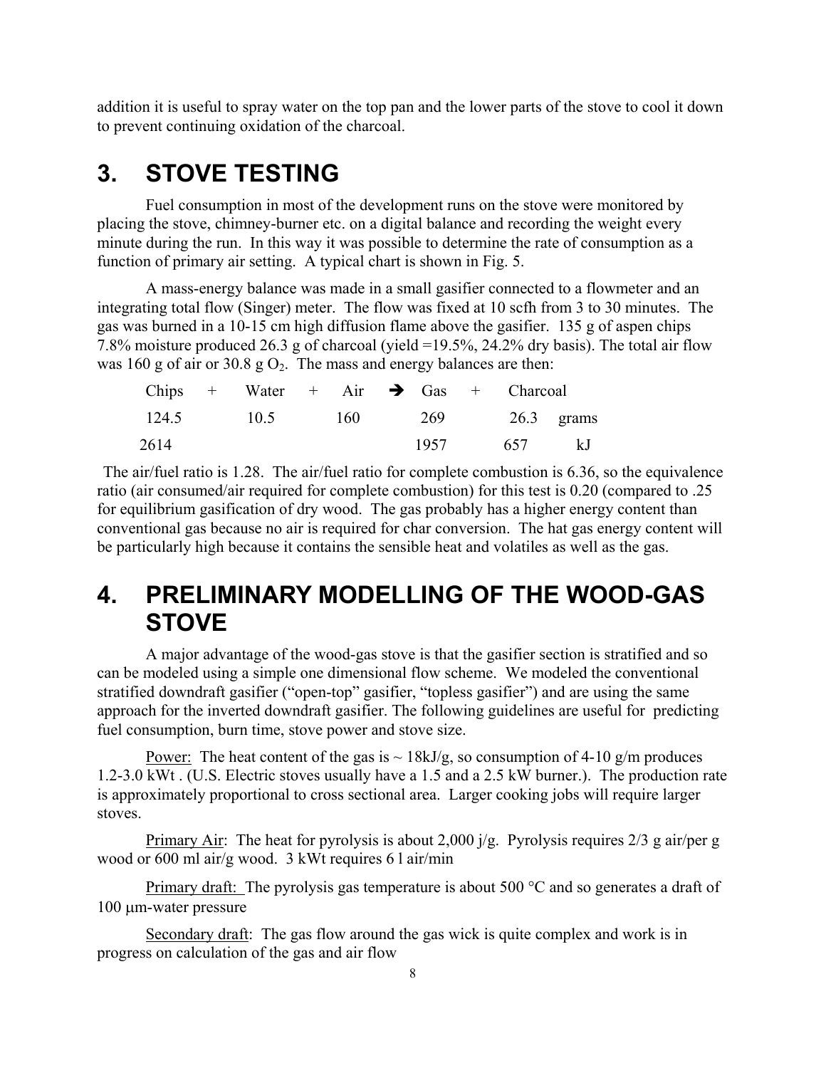addition it is useful to spray water on the top pan and the lower parts of the stove to cool it down to prevent continuing oxidation of the charcoal.

# 3. STOVE TESTING

Fuel consumption in most of the development runs on the stove were monitored by placing the stove, chimney-burner etc. on a digital balance and recording the weight every minute during the run. In this way it was possible to determine the rate of consumption as a function of primary air setting. A typical chart is shown in Fig. 5.

A mass-energy balance was made in a small gasifier connected to a flowmeter and an integrating total flow (Singer) meter. The flow was fixed at 10 scfh from 3 to 30 minutes. The gas was burned in a 10-15 cm high diffusion flame above the gasifier. 135 g of aspen chips 7.8% moisture produced 26.3 g of charcoal (yield =19.5%, 24.2% dry basis). The total air flow was 160 g of air or 30.8 g $O_2$. The mass and energy balances are then:

| Chips | + | Water | + | Air | ➔ | Gas | + | Charcoal | |
|---|---|---|---|---|---|---|---|---|---|
| 124.5 | | 10.5 | | 160 | | 269 | | 26.3 | grams |
| 2614 | | | | | | 1957 | | 657 | kJ |

The air/fuel ratio is 1.28. The air/fuel ratio for complete combustion is 6.36, so the equivalence ratio (air consumed/air required for complete combustion) for this test is 0.20 (compared to .25 for equilibrium gasification of dry wood. The gas probably has a higher energy content than conventional gas because no air is required for char conversion. The hat gas energy content will be particularly high because it contains the sensible heat and volatiles as well as the gas.

# 4. PRELIMINARY MODELLING OF THE WOOD-GAS STOVE

A major advantage of the wood-gas stove is that the gasifier section is stratified and so can be modeled using a simple one dimensional flow scheme. We modeled the conventional stratified downdraft gasifier ("open-top" gasifier, "topless gasifier") and are using the same approach for the inverted downdraft gasifier. The following guidelines are useful for predicting fuel consumption, burn time, stove power and stove size.

<u>Power:</u> The heat content of the gas is ~ 18kJ/g, so consumption of 4-10 g/m produces 1.2-3.0 kWt . (U.S. Electric stoves usually have a 1.5 and a 2.5 kW burner.). The production rate is approximately proportional to cross sectional area. Larger cooking jobs will require larger stoves.

<u>Primary Air</u>: The heat for pyrolysis is about 2,000 j/g. Pyrolysis requires 2/3 g air/per g wood or 600 ml air/g wood. 3 kWt requires 6 l air/min

<u>Primary draft:</u> The pyrolysis gas temperature is about 500 °C and so generates a draft of 100 μm-water pressure

<u>Secondary draft</u>: The gas flow around the gas wick is quite complex and work is in progress on calculation of the gas and air flow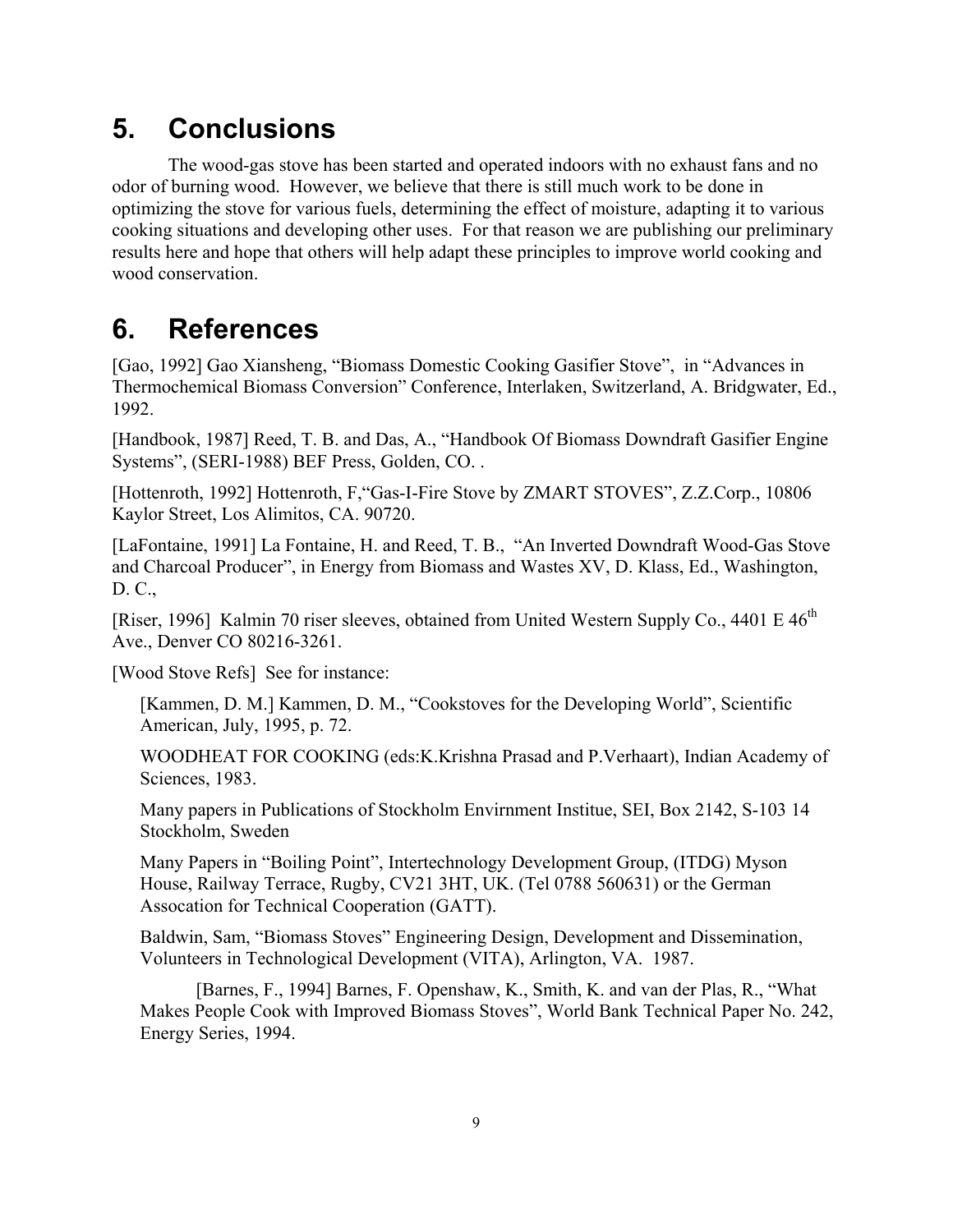# 5. Conclusions

The wood-gas stove has been started and operated indoors with no exhaust fans and no odor of burning wood. However, we believe that there is still much work to be done in optimizing the stove for various fuels, determining the effect of moisture, adapting it to various cooking situations and developing other uses. For that reason we are publishing our preliminary results here and hope that others will help adapt these principles to improve world cooking and wood conservation.

# 6. References

[Gao, 1992] Gao Xiansheng, "Biomass Domestic Cooking Gasifier Stove", in "Advances in Thermochemical Biomass Conversion" Conference, Interlaken, Switzerland, A. Bridgwater, Ed., 1992.

[Handbook, 1987] Reed, T. B. and Das, A., "Handbook Of Biomass Downdraft Gasifier Engine Systems", (SERI-1988) BEF Press, Golden, CO. .

[Hottenroth, 1992] Hottenroth, F,"Gas-I-Fire Stove by ZMART STOVES", Z.Z.Corp., 10806 Kaylor Street, Los Alimitos, CA. 90720.

[LaFontaine, 1991] La Fontaine, H. and Reed, T. B., "An Inverted Downdraft Wood-Gas Stove and Charcoal Producer", in Energy from Biomass and Wastes XV, D. Klass, Ed., Washington, D. C.,

[Riser, 1996] Kalmin 70 riser sleeves, obtained from United Western Supply Co., 4401 E 46th Ave., Denver CO 80216-3261.

[Wood Stove Refs] See for instance:

[Kammen, D. M.] Kammen, D. M., "Cookstoves for the Developing World", Scientific American, July, 1995, p. 72.

WOODHEAT FOR COOKING (eds:K.Krishna Prasad and P.Verhaart), Indian Academy of Sciences, 1983.

Many papers in Publications of Stockholm Envirnment Institue, SEI, Box 2142, S-103 14 Stockholm, Sweden

Many Papers in "Boiling Point", Intertechnology Development Group, (ITDG) Myson House, Railway Terrace, Rugby, CV21 3HT, UK. (Tel 0788 560631) or the German Assocation for Technical Cooperation (GATT).

Baldwin, Sam, "Biomass Stoves" Engineering Design, Development and Dissemination, Volunteers in Technological Development (VITA), Arlington, VA. 1987.

[Barnes, F., 1994] Barnes, F. Openshaw, K., Smith, K. and van der Plas, R., "What Makes People Cook with Improved Biomass Stoves", World Bank Technical Paper No. 242, Energy Series, 1994.